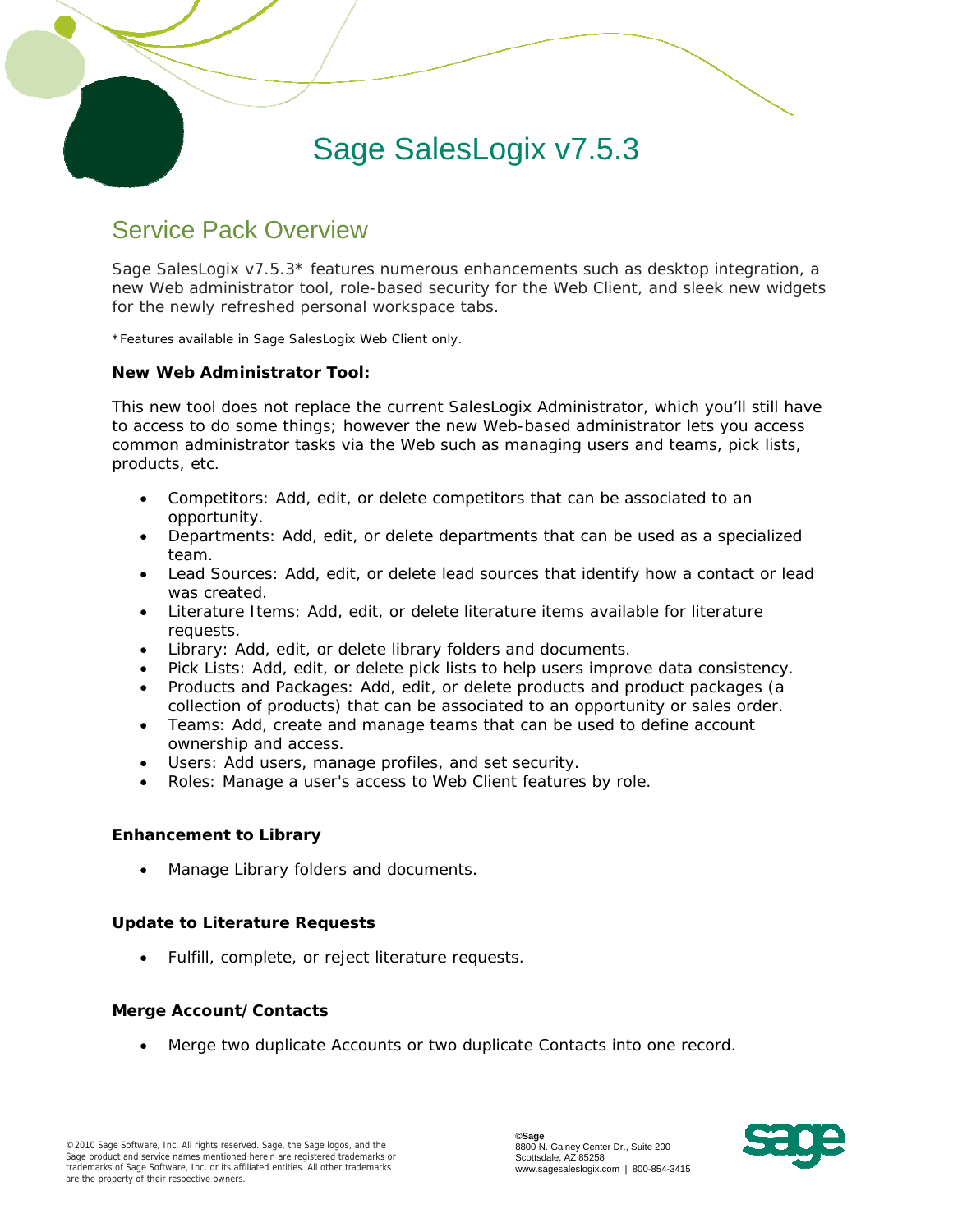# Sage SalesLogix v7.5.3

## Service Pack Overview

Sage SalesLogix v7.5.3* features numerous enhancements such as desktop integration, a new Web administrator tool, role-based security for the Web Client, and sleek new widgets for the newly refreshed personal workspace tabs.

*Features available in Sage SalesLogix Web Client only.

**New Web Administrator Tool:**

This new tool does not replace the current SalesLogix Administrator, which you'll still have to access to do some things; however the new Web-based administrator lets you access common administrator tasks via the Web such as managing users and teams, pick lists, products, etc.

- Competitors: Add, edit, or delete competitors that can be associated to an opportunity.
- Departments: Add, edit, or delete departments that can be used as a specialized team.
- Lead Sources: Add, edit, or delete lead sources that identify how a contact or lead was created.
- Literature Items: Add, edit, or delete literature items available for literature requests.
- Library: Add, edit, or delete library folders and documents.
- Pick Lists: Add, edit, or delete pick lists to help users improve data consistency.
- Products and Packages: Add, edit, or delete products and product packages (a collection of products) that can be associated to an opportunity or sales order.
- Teams: Add, create and manage teams that can be used to define account ownership and access.
- Users: Add users, manage profiles, and set security.
- Roles: Manage a user's access to Web Client features by role.

**Enhancement to Library**

- Manage Library folders and documents.

**Update to Literature Requests**

- Fulfill, complete, or reject literature requests.

**Merge Account/Contacts**

- Merge two duplicate Accounts or two duplicate Contacts into one record.

©2010 Sage Software, Inc. All rights reserved. Sage, the Sage logos, and the Sage product and service names mentioned herein are registered trademarks or trademarks of Sage Software, Inc. or its affiliated entities. All other trademarks are the property of their respective owners.

**©Sage**
8800 N. Gainey Center Dr., Suite 200
Scottsdale, AZ 85258
www.sagesaleslogix.com | 800-854-3415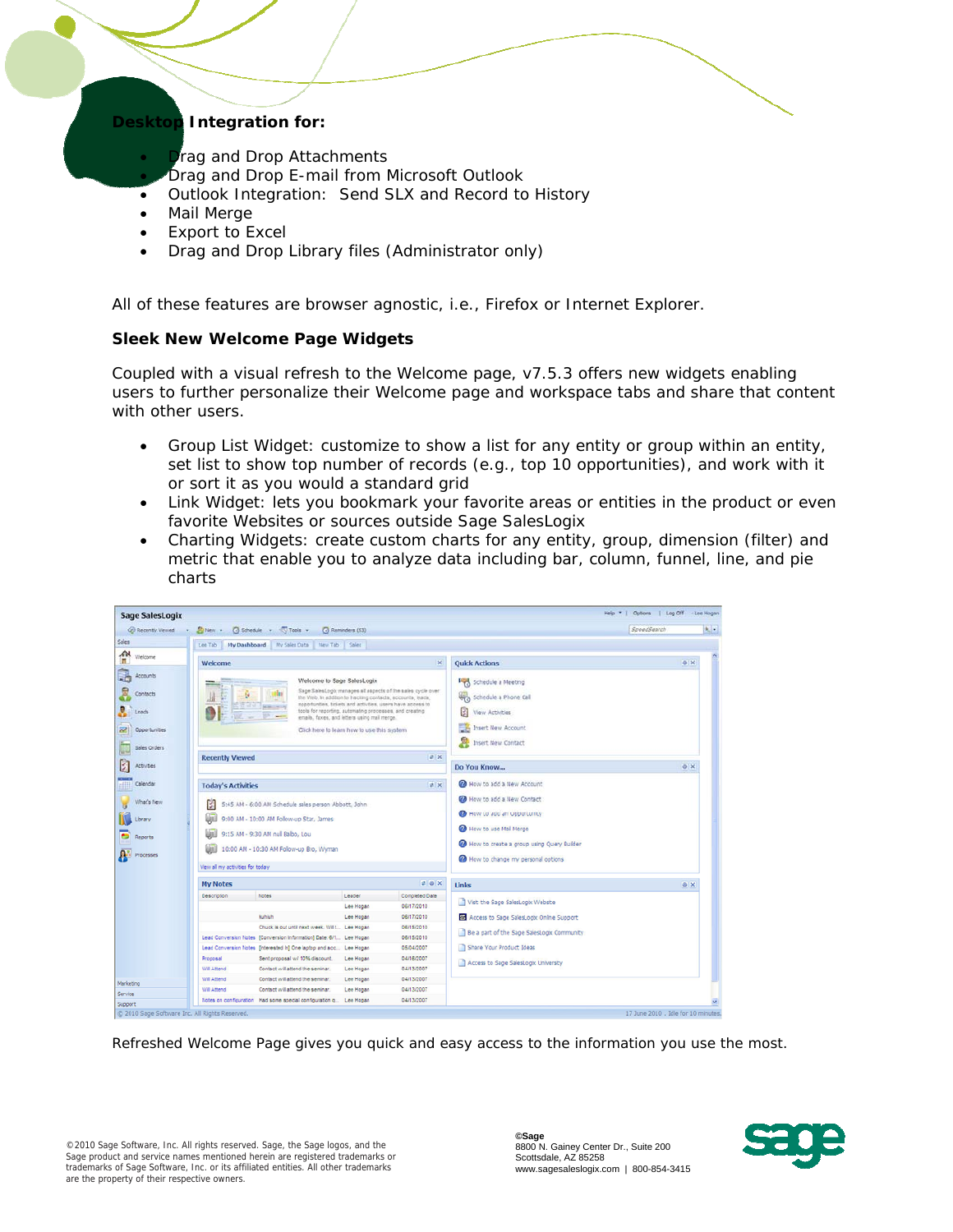**Desktop Integration for:**

- Drag and Drop Attachments
- Drag and Drop E-mail from Microsoft Outlook
- Outlook Integration: Send SLX and Record to History
- Mail Merge
- Export to Excel
- Drag and Drop Library files (Administrator only)

All of these features are browser agnostic, i.e., Firefox or Internet Explorer.

**Sleek New Welcome Page Widgets**

Coupled with a visual refresh to the Welcome page, v7.5.3 offers new widgets enabling users to further personalize their Welcome page and workspace tabs and share that content with other users.

- Group List Widget: customize to show a list for any entity or group within an entity, set list to show top number of records (e.g., top 10 opportunities), and work with it or sort it as you would a standard grid
- Link Widget: lets you bookmark your favorite areas or entities in the product or even favorite Websites or sources outside Sage SalesLogix
- Charting Widgets: create custom charts for any entity, group, dimension (filter) and metric that enable you to analyze data including bar, column, funnel, line, and pie charts

Refreshed Welcome Page gives you quick and easy access to the information you use the most.

©2010 Sage Software, Inc. All rights reserved. Sage, the Sage logos, and the Sage product and service names mentioned herein are registered trademarks or trademarks of Sage Software, Inc. or its affiliated entities. All other trademarks are the property of their respective owners.

©Sage
8800 N. Gainey Center Dr., Suite 200
Scottsdale, AZ 85258
www.sagesaleslogix.com | 800-854-3415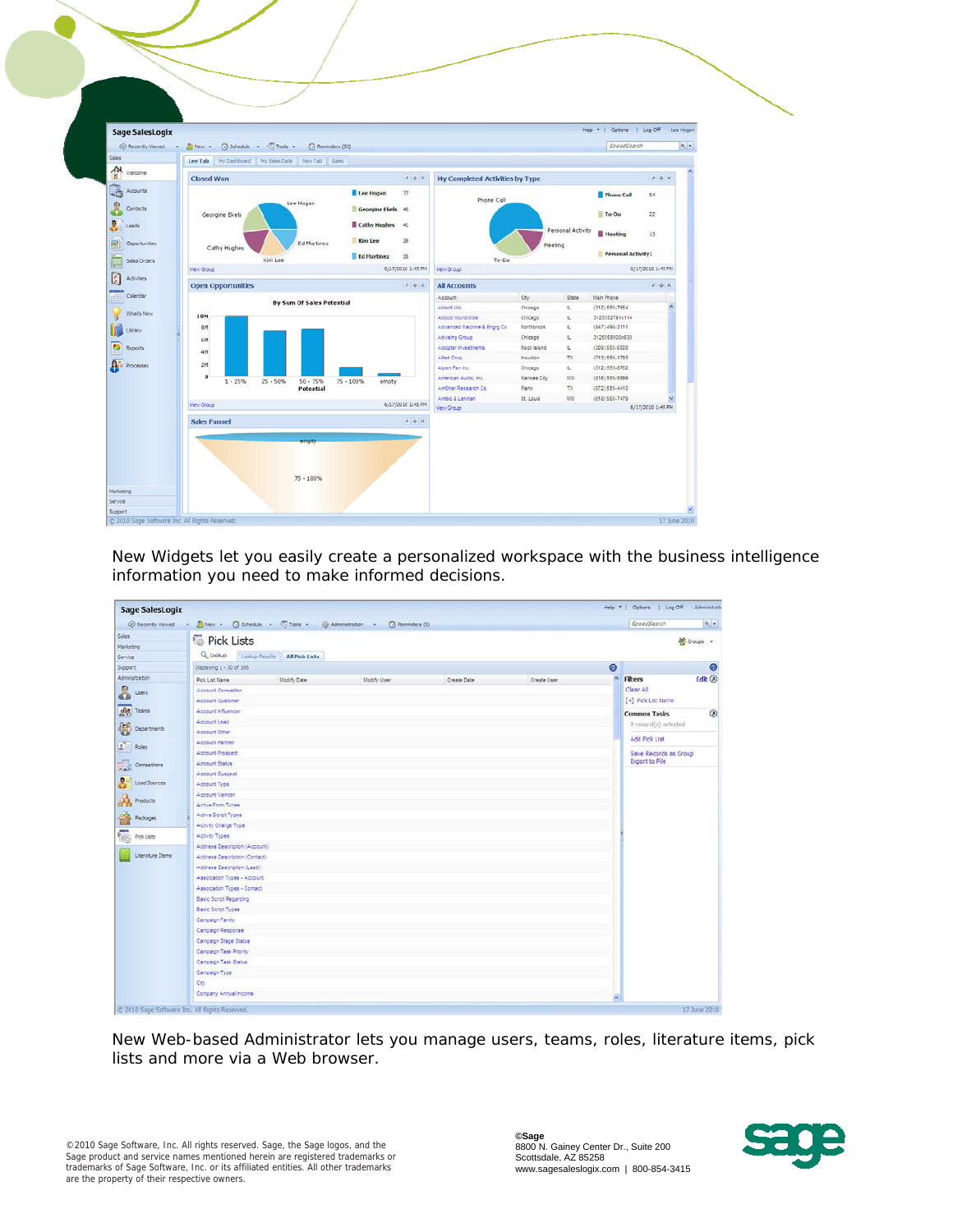New Widgets let you easily create a personalized workspace with the business intelligence information you need to make informed decisions.

New Web-based Administrator lets you manage users, teams, roles, literature items, pick lists and more via a Web browser.

©2010 Sage Software, Inc. All rights reserved. Sage, the Sage logos, and the Sage product and service names mentioned herein are registered trademarks or trademarks of Sage Software, Inc. or its affiliated entities. All other trademarks are the property of their respective owners.

**©Sage**
8800 N. Gainey Center Dr., Suite 200
Scottsdale, AZ 85258
www.sagesaleslogix.com | 800-854-3415